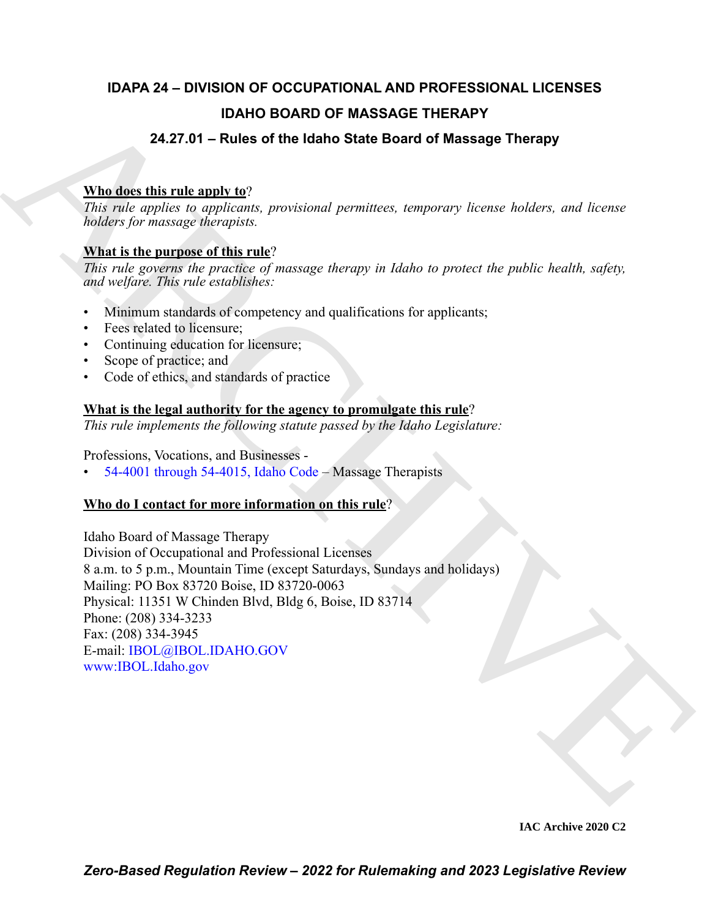# IDAPA 24 – DIVISION OF OCCUPATIONAL AND PROFESSIONAL LICENSES

## IDAHO BOARD OF MASSAGE THERAPY

## 24.27.01 – Rules of the Idaho State Board of Massage Therapy

**Who does this rule apply to**?

*This rule applies to applicants, provisional permittees, temporary license holders, and license holders for massage therapists.*

**What is the purpose of this rule**?

*This rule governs the practice of massage therapy in Idaho to protect the public health, safety, and welfare. This rule establishes:*

- Minimum standards of competency and qualifications for applicants;
- Fees related to licensure;
- Continuing education for licensure;
- Scope of practice; and
- Code of ethics, and standards of practice

**What is the legal authority for the agency to promulgate this rule**?

*This rule implements the following statute passed by the Idaho Legislature:*

Professions, Vocations, and Businesses -

- 54-4001 through 54-4015, Idaho Code – Massage Therapists

**Who do I contact for more information on this rule**?

Idaho Board of Massage Therapy
Division of Occupational and Professional Licenses
8 a.m. to 5 p.m., Mountain Time (except Saturdays, Sundays and holidays)
Mailing: PO Box 83720 Boise, ID 83720-0063
Physical: 11351 W Chinden Blvd, Bldg 6, Boise, ID 83714
Phone: (208) 334-3233
Fax: (208) 334-3945
E-mail: IBOL@IBOL.IDAHO.GOV
www:IBOL.Idaho.gov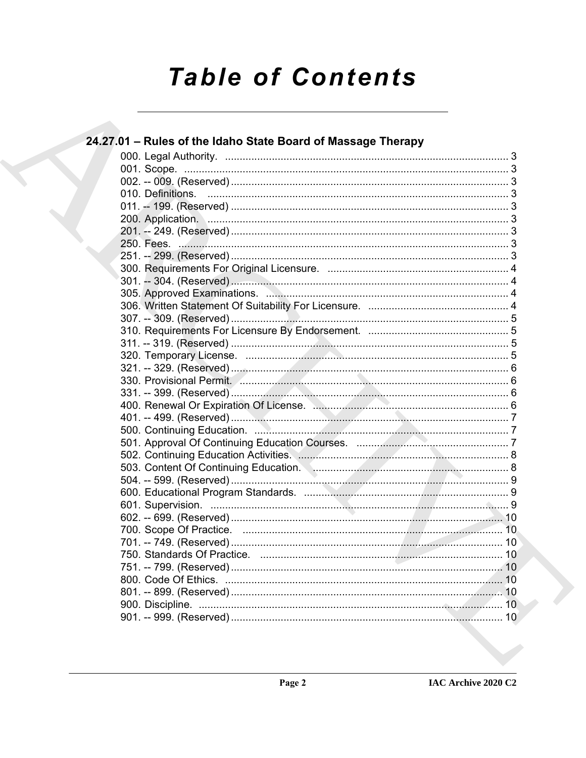# Table of Contents

## 24.27.01 – Rules of the Idaho State Board of Massage Therapy

000. Legal Authority. ........ 3
001. Scope. ........ 3
002. -- 009. (Reserved) ........ 3
010. Definitions. ........ 3
011. -- 199. (Reserved) ........ 3
200. Application. ........ 3
201. -- 249. (Reserved) ........ 3
250. Fees. ........ 3
251. -- 299. (Reserved) ........ 3
300. Requirements For Original Licensure. ........ 4
301. -- 304. (Reserved) ........ 4
305. Approved Examinations. ........ 4
306. Written Statement Of Suitability For Licensure. ........ 4
307. -- 309. (Reserved) ........ 5
310. Requirements For Licensure By Endorsement. ........ 5
311. -- 319. (Reserved) ........ 5
320. Temporary License. ........ 5
321. -- 329. (Reserved) ........ 6
330. Provisional Permit. ........ 6
331. -- 399. (Reserved) ........ 6
400. Renewal Or Expiration Of License. ........ 6
401. -- 499. (Reserved) ........ 7
500. Continuing Education. ........ 7
501. Approval Of Continuing Education Courses. ........ 7
502. Continuing Education Activities. ........ 8
503. Content Of Continuing Education. ........ 8
504. -- 599. (Reserved) ........ 9
600. Educational Program Standards. ........ 9
601. Supervision. ........ 9
602. -- 699. (Reserved) ........ 10
700. Scope Of Practice. ........ 10
701. -- 749. (Reserved) ........ 10
750. Standards Of Practice. ........ 10
751. -- 799. (Reserved) ........ 10
800. Code Of Ethics. ........ 10
801. -- 899. (Reserved) ........ 10
900. Discipline. ........ 10
901. -- 999. (Reserved) ........ 10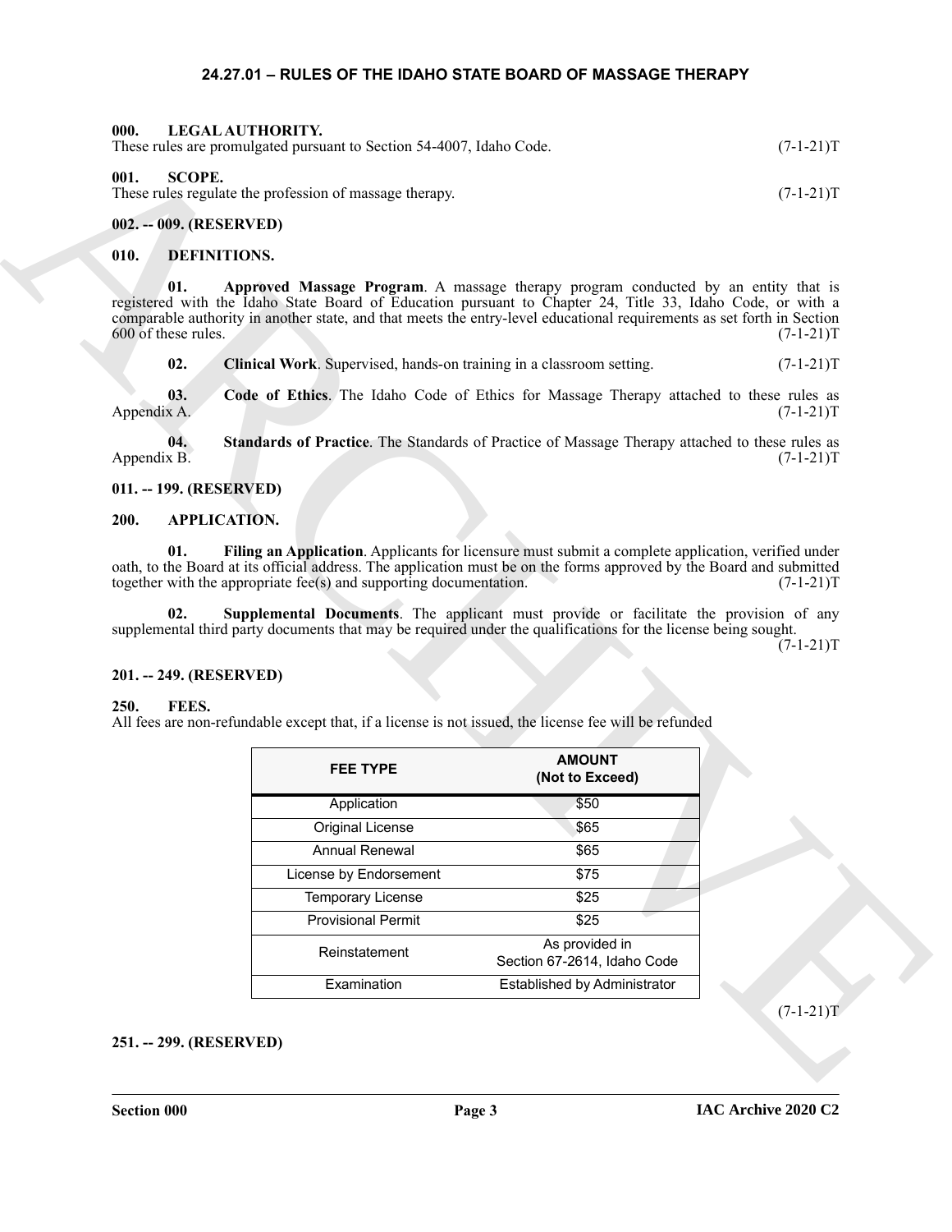# 24.27.01 – RULES OF THE IDAHO STATE BOARD OF MASSAGE THERAPY

**000. LEGAL AUTHORITY.**
These rules are promulgated pursuant to Section 54-4007, Idaho Code. (7-1-21)T

**001. SCOPE.**
These rules regulate the profession of massage therapy. (7-1-21)T

**002. -- 009. (RESERVED)**

**010. DEFINITIONS.**

**01. Approved Massage Program**. A massage therapy program conducted by an entity that is registered with the Idaho State Board of Education pursuant to Chapter 24, Title 33, Idaho Code, or with a comparable authority in another state, and that meets the entry-level educational requirements as set forth in Section 600 of these rules. (7-1-21)T

**02. Clinical Work**. Supervised, hands-on training in a classroom setting. (7-1-21)T

**03. Code of Ethics**. The Idaho Code of Ethics for Massage Therapy attached to these rules as Appendix A. (7-1-21)T

**04. Standards of Practice**. The Standards of Practice of Massage Therapy attached to these rules as Appendix B. (7-1-21)T

**011. -- 199. (RESERVED)**

**200. APPLICATION.**

**01. Filing an Application**. Applicants for licensure must submit a complete application, verified under oath, to the Board at its official address. The application must be on the forms approved by the Board and submitted together with the appropriate fee(s) and supporting documentation. (7-1-21)T

**02. Supplemental Documents**. The applicant must provide or facilitate the provision of any supplemental third party documents that may be required under the qualifications for the license being sought. (7-1-21)T

**201. -- 249. (RESERVED)**

**250. FEES.**
All fees are non-refundable except that, if a license is not issued, the license fee will be refunded

| FEE TYPE | AMOUNT (Not to Exceed) |
|---|---|
| Application | $50 |
| Original License | $65 |
| Annual Renewal | $65 |
| License by Endorsement | $75 |
| Temporary License | $25 |
| Provisional Permit | $25 |
| Reinstatement | As provided in Section 67-2614, Idaho Code |
| Examination | Established by Administrator |

(7-1-21)T

**251. -- 299. (RESERVED)**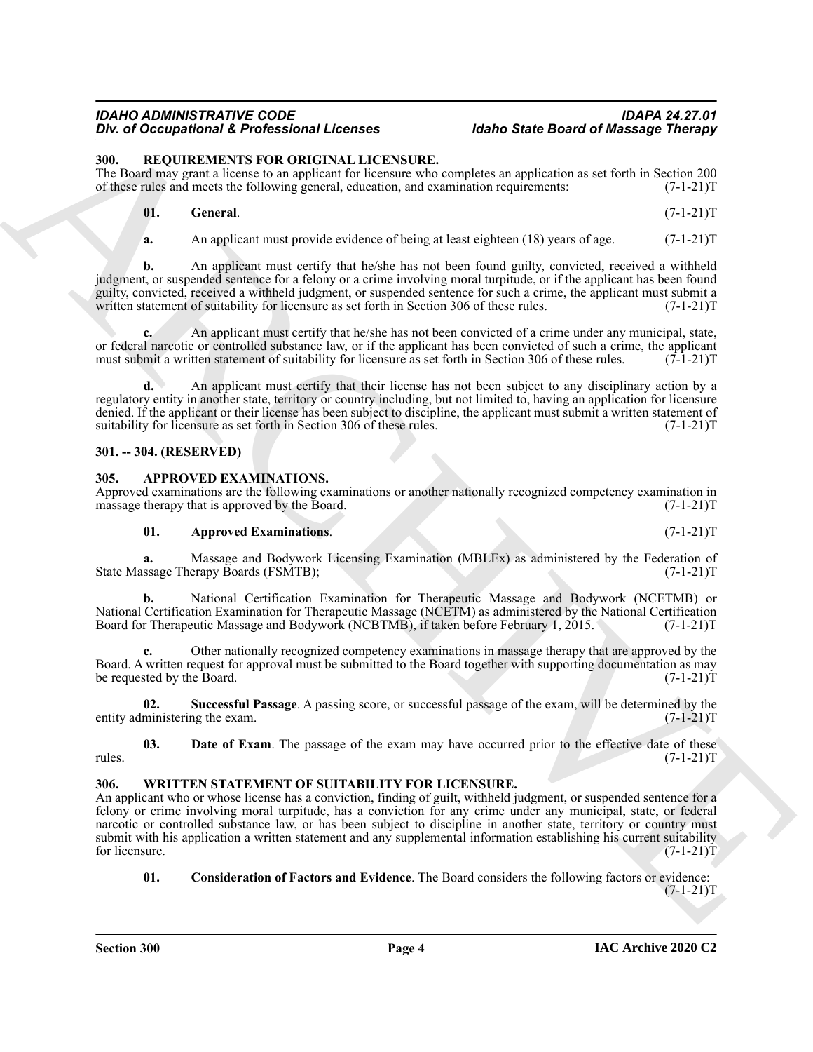## 300. REQUIREMENTS FOR ORIGINAL LICENSURE.

The Board may grant a license to an applicant for licensure who completes an application as set forth in Section 200 of these rules and meets the following general, education, and examination requirements: (7-1-21)T

**01. General**. (7-1-21)T

**a.** An applicant must provide evidence of being at least eighteen (18) years of age. (7-1-21)T

**b.** An applicant must certify that he/she has not been found guilty, convicted, received a withheld judgment, or suspended sentence for a felony or a crime involving moral turpitude, or if the applicant has been found guilty, convicted, received a withheld judgment, or suspended sentence for such a crime, the applicant must submit a written statement of suitability for licensure as set forth in Section 306 of these rules. (7-1-21)T

**c.** An applicant must certify that he/she has not been convicted of a crime under any municipal, state, or federal narcotic or controlled substance law, or if the applicant has been convicted of such a crime, the applicant must submit a written statement of suitability for licensure as set forth in Section 306 of these rules. (7-1-21)T

**d.** An applicant must certify that their license has not been subject to any disciplinary action by a regulatory entity in another state, territory or country including, but not limited to, having an application for licensure denied. If the applicant or their license has been subject to discipline, the applicant must submit a written statement of suitability for licensure as set forth in Section 306 of these rules. (7-1-21)T

## 301. -- 304. (RESERVED)

## 305. APPROVED EXAMINATIONS.

Approved examinations are the following examinations or another nationally recognized competency examination in massage therapy that is approved by the Board. (7-1-21)T

**01. Approved Examinations**. (7-1-21)T

**a.** Massage and Bodywork Licensing Examination (MBLEx) as administered by the Federation of State Massage Therapy Boards (FSMTB); (7-1-21)T

**b.** National Certification Examination for Therapeutic Massage and Bodywork (NCETMB) or National Certification Examination for Therapeutic Massage (NCETM) as administered by the National Certification Board for Therapeutic Massage and Bodywork (NCBTMB), if taken before February 1, 2015. (7-1-21)T

**c.** Other nationally recognized competency examinations in massage therapy that are approved by the Board. A written request for approval must be submitted to the Board together with supporting documentation as may be requested by the Board. (7-1-21)T

**02. Successful Passage**. A passing score, or successful passage of the exam, will be determined by the entity administering the exam. (7-1-21)T

**03. Date of Exam**. The passage of the exam may have occurred prior to the effective date of these rules. (7-1-21)T

## 306. WRITTEN STATEMENT OF SUITABILITY FOR LICENSURE.

An applicant who or whose license has a conviction, finding of guilt, withheld judgment, or suspended sentence for a felony or crime involving moral turpitude, has a conviction for any crime under any municipal, state, or federal narcotic or controlled substance law, or has been subject to discipline in another state, territory or country must submit with his application a written statement and any supplemental information establishing his current suitability for licensure. (7-1-21)T

**01. Consideration of Factors and Evidence**. The Board considers the following factors or evidence: (7-1-21)T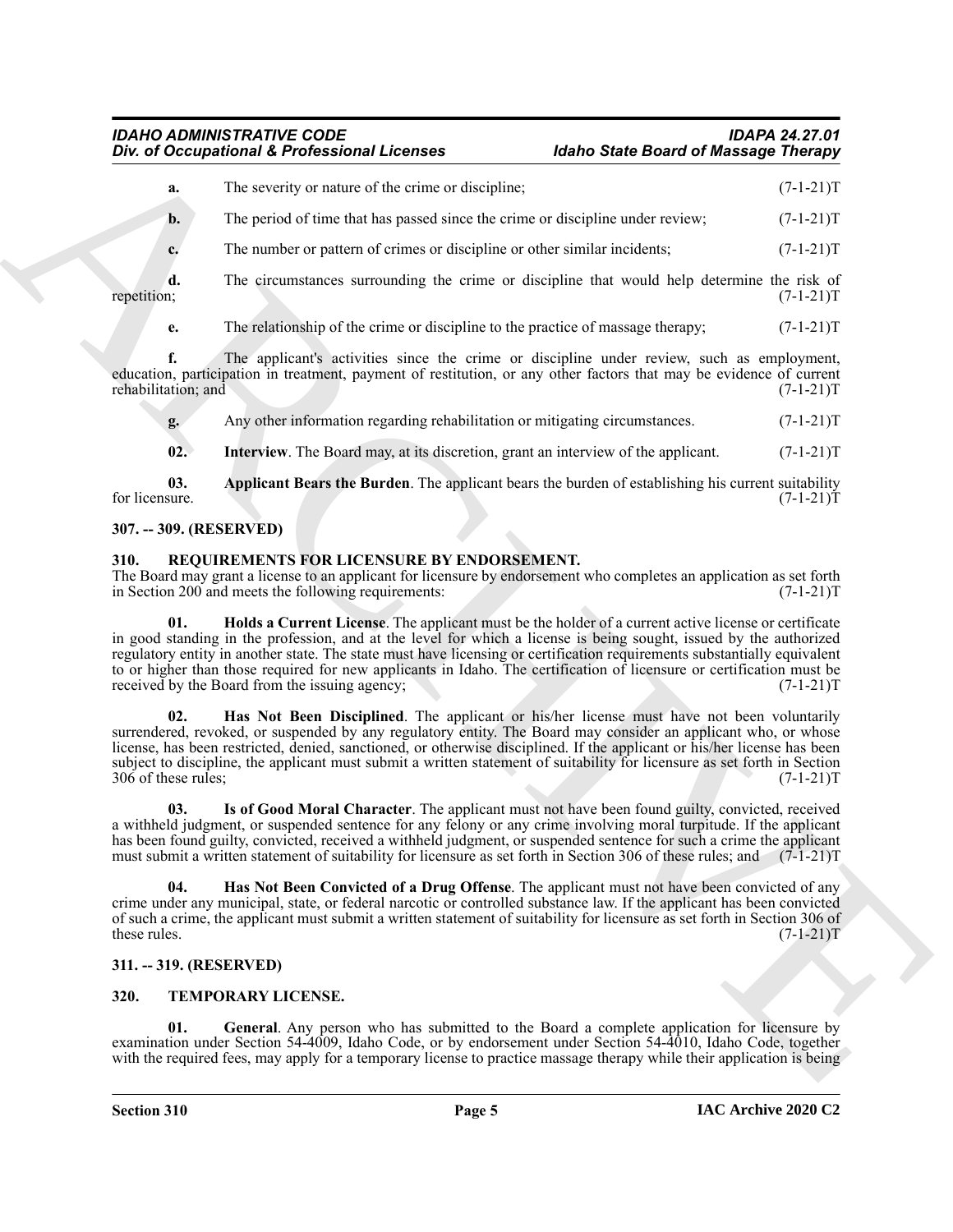**a.** The severity or nature of the crime or discipline; (7-1-21)T

**b.** The period of time that has passed since the crime or discipline under review; (7-1-21)T

**c.** The number or pattern of crimes or discipline or other similar incidents; (7-1-21)T

**d.** The circumstances surrounding the crime or discipline that would help determine the risk of repetition; (7-1-21)T

**e.** The relationship of the crime or discipline to the practice of massage therapy; (7-1-21)T

**f.** The applicant's activities since the crime or discipline under review, such as employment, education, participation in treatment, payment of restitution, or any other factors that may be evidence of current rehabilitation; and (7-1-21)T

**g.** Any other information regarding rehabilitation or mitigating circumstances. (7-1-21)T

**02. Interview**. The Board may, at its discretion, grant an interview of the applicant. (7-1-21)T

**03. Applicant Bears the Burden**. The applicant bears the burden of establishing his current suitability for licensure. (7-1-21)T

## 307. -- 309. (RESERVED)

## 310. REQUIREMENTS FOR LICENSURE BY ENDORSEMENT.

The Board may grant a license to an applicant for licensure by endorsement who completes an application as set forth in Section 200 and meets the following requirements: (7-1-21)T

**01. Holds a Current License**. The applicant must be the holder of a current active license or certificate in good standing in the profession, and at the level for which a license is being sought, issued by the authorized regulatory entity in another state. The state must have licensing or certification requirements substantially equivalent to or higher than those required for new applicants in Idaho. The certification of licensure or certification must be received by the Board from the issuing agency; (7-1-21)T

**02. Has Not Been Disciplined**. The applicant or his/her license must have not been voluntarily surrendered, revoked, or suspended by any regulatory entity. The Board may consider an applicant who, or whose license, has been restricted, denied, sanctioned, or otherwise disciplined. If the applicant or his/her license has been subject to discipline, the applicant must submit a written statement of suitability for licensure as set forth in Section 306 of these rules; (7-1-21)T

**03. Is of Good Moral Character**. The applicant must not have been found guilty, convicted, received a withheld judgment, or suspended sentence for any felony or any crime involving moral turpitude. If the applicant has been found guilty, convicted, received a withheld judgment, or suspended sentence for such a crime the applicant must submit a written statement of suitability for licensure as set forth in Section 306 of these rules; and (7-1-21)T

**04. Has Not Been Convicted of a Drug Offense**. The applicant must not have been convicted of any crime under any municipal, state, or federal narcotic or controlled substance law. If the applicant has been convicted of such a crime, the applicant must submit a written statement of suitability for licensure as set forth in Section 306 of these rules. (7-1-21)T

## 311. -- 319. (RESERVED)

## 320. TEMPORARY LICENSE.

**01. General**. Any person who has submitted to the Board a complete application for licensure by examination under Section 54-4009, Idaho Code, or by endorsement under Section 54-4010, Idaho Code, together with the required fees, may apply for a temporary license to practice massage therapy while their application is being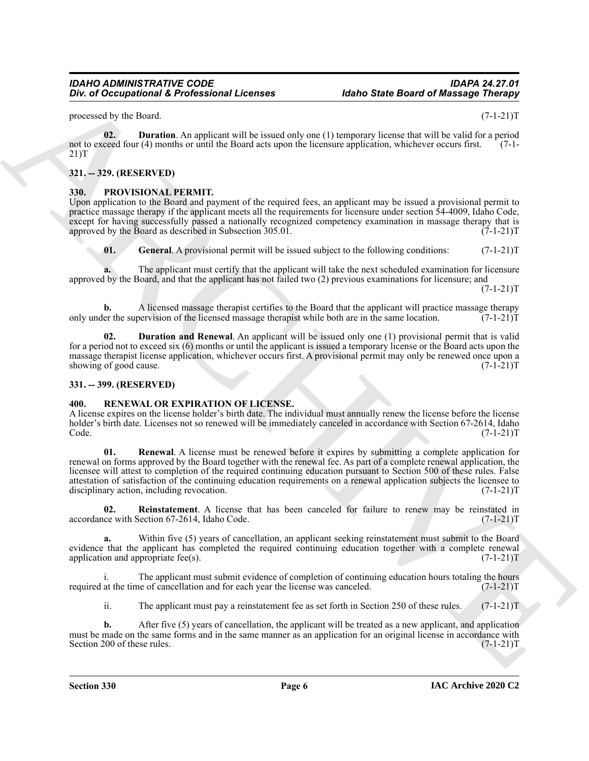processed by the Board. (7-1-21)T

**02. Duration**. An applicant will be issued only one (1) temporary license that will be valid for a period not to exceed four (4) months or until the Board acts upon the licensure application, whichever occurs first. (7-1-21)T

## 321. -- 329. (RESERVED)

## 330. PROVISIONAL PERMIT.

Upon application to the Board and payment of the required fees, an applicant may be issued a provisional permit to practice massage therapy if the applicant meets all the requirements for licensure under section 54-4009, Idaho Code, except for having successfully passed a nationally recognized competency examination in massage therapy that is approved by the Board as described in Subsection 305.01. (7-1-21)T

**01. General**. A provisional permit will be issued subject to the following conditions: (7-1-21)T

**a.** The applicant must certify that the applicant will take the next scheduled examination for licensure approved by the Board, and that the applicant has not failed two (2) previous examinations for licensure; and (7-1-21)T

**b.** A licensed massage therapist certifies to the Board that the applicant will practice massage therapy only under the supervision of the licensed massage therapist while both are in the same location. (7-1-21)T

**02. Duration and Renewal**. An applicant will be issued only one (1) provisional permit that is valid for a period not to exceed six (6) months or until the applicant is issued a temporary license or the Board acts upon the massage therapist license application, whichever occurs first. A provisional permit may only be renewed once upon a showing of good cause. (7-1-21)T

## 331. -- 399. (RESERVED)

## 400. RENEWAL OR EXPIRATION OF LICENSE.

A license expires on the license holder's birth date. The individual must annually renew the license before the license holder's birth date. Licenses not so renewed will be immediately canceled in accordance with Section 67-2614, Idaho Code. (7-1-21)T

**01. Renewal**. A license must be renewed before it expires by submitting a complete application for renewal on forms approved by the Board together with the renewal fee. As part of a complete renewal application, the licensee will attest to completion of the required continuing education pursuant to Section 500 of these rules. False attestation of satisfaction of the continuing education requirements on a renewal application subjects the licensee to disciplinary action, including revocation. (7-1-21)T

**02. Reinstatement**. A license that has been canceled for failure to renew may be reinstated in accordance with Section 67-2614, Idaho Code. (7-1-21)T

**a.** Within five (5) years of cancellation, an applicant seeking reinstatement must submit to the Board evidence that the applicant has completed the required continuing education together with a complete renewal application and appropriate fee(s). (7-1-21)T

i. The applicant must submit evidence of completion of continuing education hours totaling the hours required at the time of cancellation and for each year the license was canceled. (7-1-21)T

ii. The applicant must pay a reinstatement fee as set forth in Section 250 of these rules. (7-1-21)T

**b.** After five (5) years of cancellation, the applicant will be treated as a new applicant, and application must be made on the same forms and in the same manner as an application for an original license in accordance with Section 200 of these rules. (7-1-21)T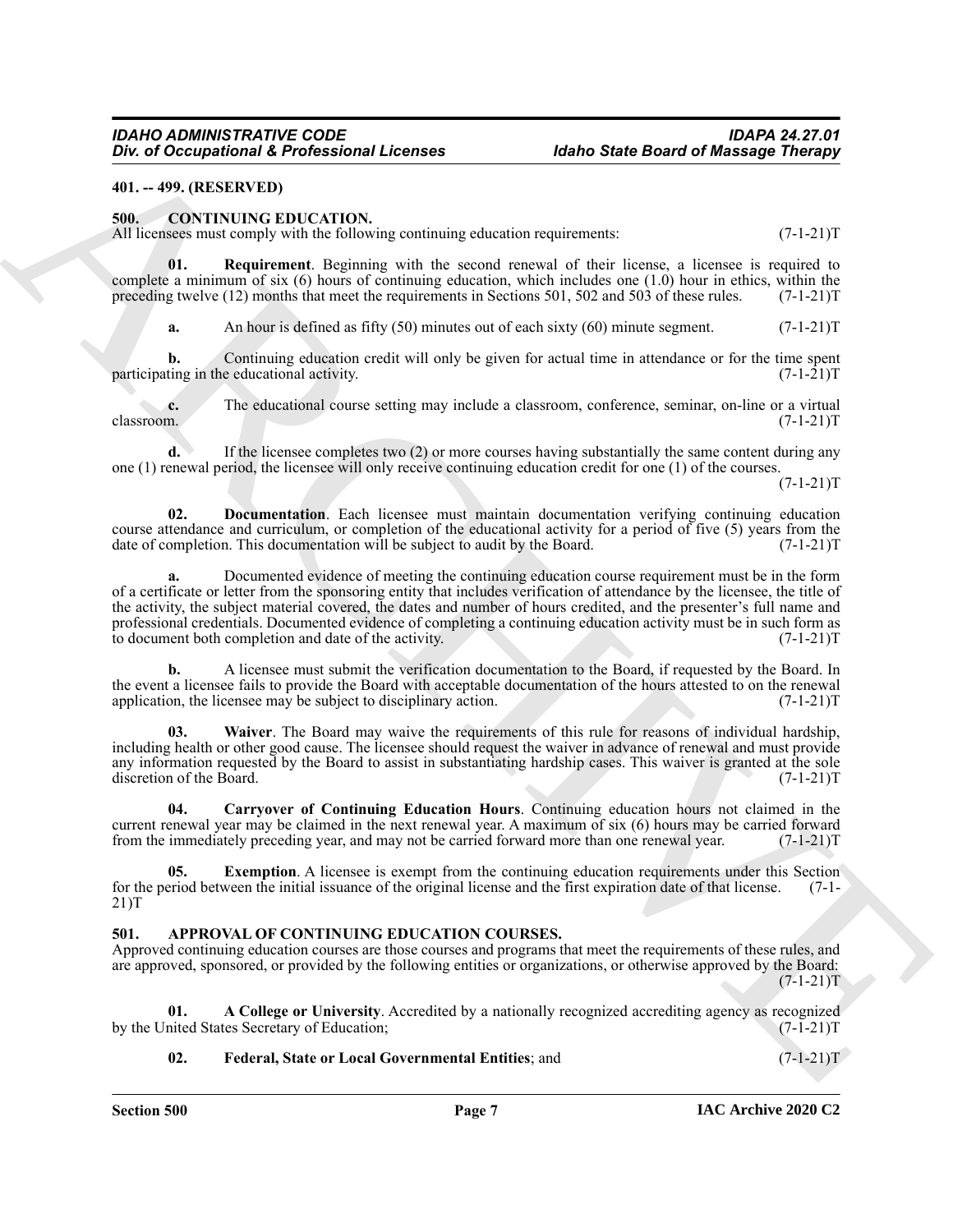**401. -- 499. (RESERVED)**

## 500. CONTINUING EDUCATION.

All licensees must comply with the following continuing education requirements: (7-1-21)T

**01. Requirement**. Beginning with the second renewal of their license, a licensee is required to complete a minimum of six (6) hours of continuing education, which includes one (1.0) hour in ethics, within the preceding twelve (12) months that meet the requirements in Sections 501, 502 and 503 of these rules. (7-1-21)T

**a.** An hour is defined as fifty (50) minutes out of each sixty (60) minute segment. (7-1-21)T

**b.** Continuing education credit will only be given for actual time in attendance or for the time spent participating in the educational activity. (7-1-21)T

**c.** The educational course setting may include a classroom, conference, seminar, on-line or a virtual classroom. (7-1-21)T

**d.** If the licensee completes two (2) or more courses having substantially the same content during any one (1) renewal period, the licensee will only receive continuing education credit for one (1) of the courses. (7-1-21)T

**02. Documentation**. Each licensee must maintain documentation verifying continuing education course attendance and curriculum, or completion of the educational activity for a period of five (5) years from the date of completion. This documentation will be subject to audit by the Board. (7-1-21)T

**a.** Documented evidence of meeting the continuing education course requirement must be in the form of a certificate or letter from the sponsoring entity that includes verification of attendance by the licensee, the title of the activity, the subject material covered, the dates and number of hours credited, and the presenter's full name and professional credentials. Documented evidence of completing a continuing education activity must be in such form as to document both completion and date of the activity. (7-1-21)T

**b.** A licensee must submit the verification documentation to the Board, if requested by the Board. In the event a licensee fails to provide the Board with acceptable documentation of the hours attested to on the renewal application, the licensee may be subject to disciplinary action. (7-1-21)T

**03. Waiver**. The Board may waive the requirements of this rule for reasons of individual hardship, including health or other good cause. The licensee should request the waiver in advance of renewal and must provide any information requested by the Board to assist in substantiating hardship cases. This waiver is granted at the sole discretion of the Board. (7-1-21)T

**04. Carryover of Continuing Education Hours**. Continuing education hours not claimed in the current renewal year may be claimed in the next renewal year. A maximum of six (6) hours may be carried forward from the immediately preceding year, and may not be carried forward more than one renewal year. (7-1-21)T

**05. Exemption**. A licensee is exempt from the continuing education requirements under this Section for the period between the initial issuance of the original license and the first expiration date of that license. (7-1-21)T

## 501. APPROVAL OF CONTINUING EDUCATION COURSES.

Approved continuing education courses are those courses and programs that meet the requirements of these rules, and are approved, sponsored, or provided by the following entities or organizations, or otherwise approved by the Board: (7-1-21)T

**01. A College or University**. Accredited by a nationally recognized accrediting agency as recognized by the United States Secretary of Education; (7-1-21)T

**02. Federal, State or Local Governmental Entities**; and (7-1-21)T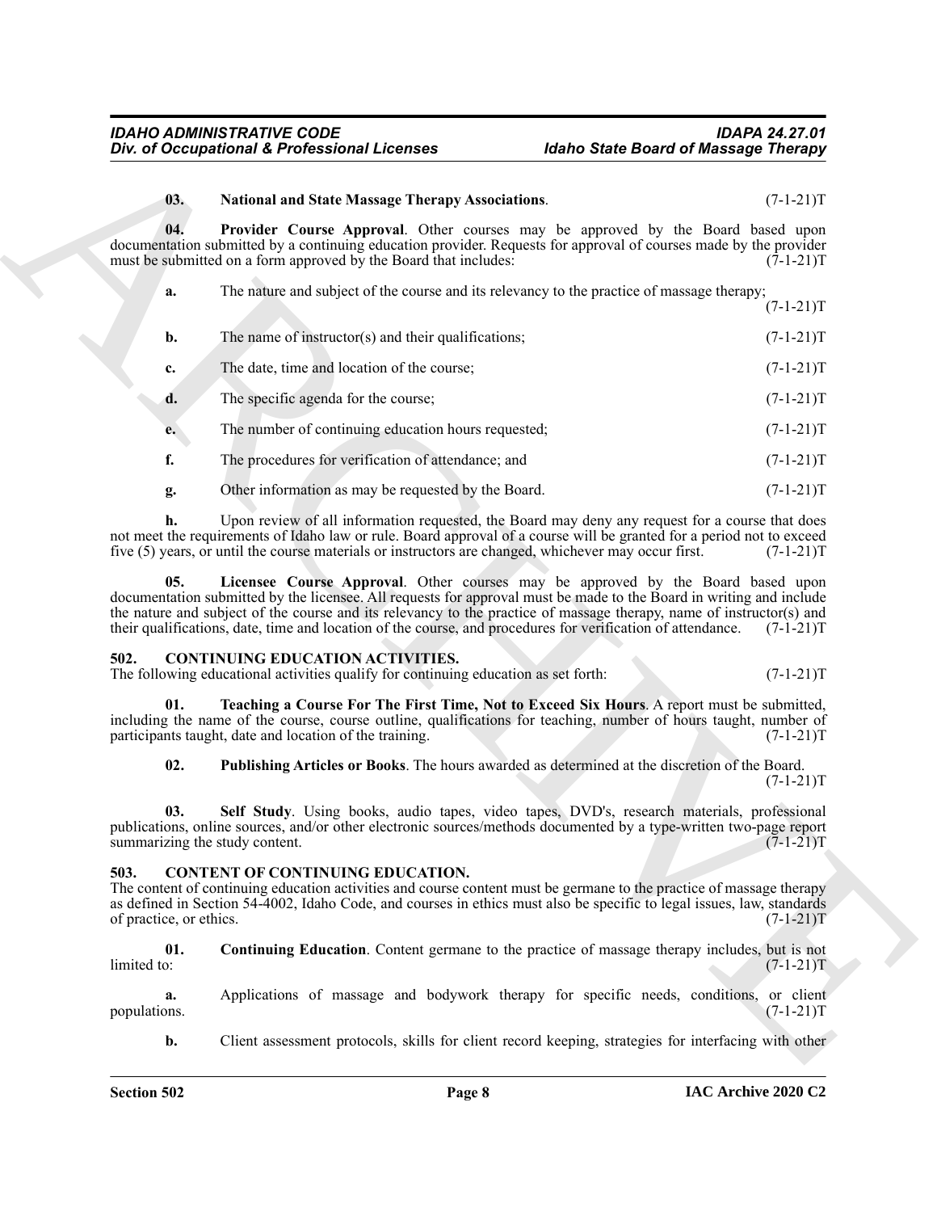**03. National and State Massage Therapy Associations**. (7-1-21)T

**04. Provider Course Approval**. Other courses may be approved by the Board based upon documentation submitted by a continuing education provider. Requests for approval of courses made by the provider must be submitted on a form approved by the Board that includes: (7-1-21)T

**a.** The nature and subject of the course and its relevancy to the practice of massage therapy; (7-1-21)T

**b.** The name of instructor(s) and their qualifications; (7-1-21)T

**c.** The date, time and location of the course; (7-1-21)T

**d.** The specific agenda for the course; (7-1-21)T

**e.** The number of continuing education hours requested; (7-1-21)T

**f.** The procedures for verification of attendance; and (7-1-21)T

**g.** Other information as may be requested by the Board. (7-1-21)T

**h.** Upon review of all information requested, the Board may deny any request for a course that does not meet the requirements of Idaho law or rule. Board approval of a course will be granted for a period not to exceed five (5) years, or until the course materials or instructors are changed, whichever may occur first. (7-1-21)T

**05. Licensee Course Approval**. Other courses may be approved by the Board based upon documentation submitted by the licensee. All requests for approval must be made to the Board in writing and include the nature and subject of the course and its relevancy to the practice of massage therapy, name of instructor(s) and their qualifications, date, time and location of the course, and procedures for verification of attendance. (7-1-21)T

## 502. CONTINUING EDUCATION ACTIVITIES.

The following educational activities qualify for continuing education as set forth: (7-1-21)T

**01. Teaching a Course For The First Time, Not to Exceed Six Hours**. A report must be submitted, including the name of the course, course outline, qualifications for teaching, number of hours taught, number of participants taught, date and location of the training. (7-1-21)T

**02. Publishing Articles or Books**. The hours awarded as determined at the discretion of the Board. (7-1-21)T

**03. Self Study**. Using books, audio tapes, video tapes, DVD's, research materials, professional publications, online sources, and/or other electronic sources/methods documented by a type-written two-page report summarizing the study content. (7-1-21)T

## 503. CONTENT OF CONTINUING EDUCATION.

The content of continuing education activities and course content must be germane to the practice of massage therapy as defined in Section 54-4002, Idaho Code, and courses in ethics must also be specific to legal issues, law, standards of practice, or ethics. (7-1-21)T

**01. Continuing Education**. Content germane to the practice of massage therapy includes, but is not limited to: (7-1-21)T

**a.** Applications of massage and bodywork therapy for specific needs, conditions, or client populations. (7-1-21)T

**b.** Client assessment protocols, skills for client record keeping, strategies for interfacing with other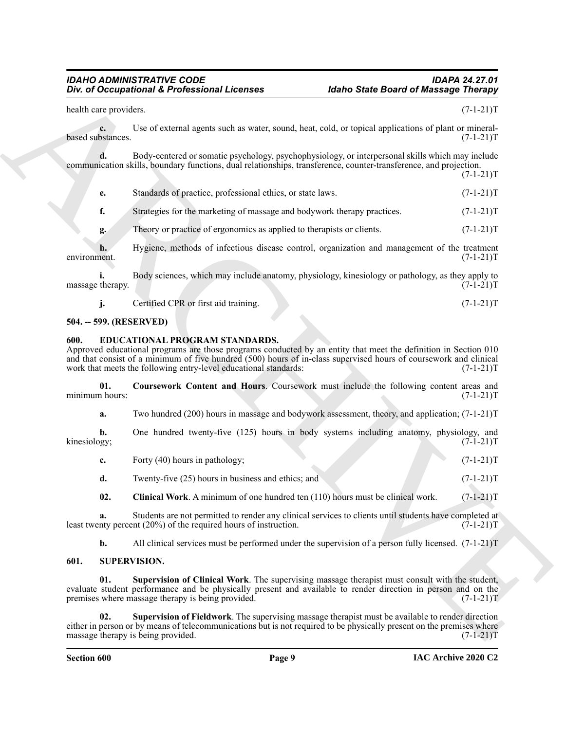health care providers. (7-1-21)T

**c.** Use of external agents such as water, sound, heat, cold, or topical applications of plant or mineral-based substances. (7-1-21)T

**d.** Body-centered or somatic psychology, psychophysiology, or interpersonal skills which may include communication skills, boundary functions, dual relationships, transference, counter-transference, and projection. (7-1-21)T

**e.** Standards of practice, professional ethics, or state laws. (7-1-21)T

**f.** Strategies for the marketing of massage and bodywork therapy practices. (7-1-21)T

**g.** Theory or practice of ergonomics as applied to therapists or clients. (7-1-21)T

**h.** Hygiene, methods of infectious disease control, organization and management of the treatment environment. (7-1-21)T

**i.** Body sciences, which may include anatomy, physiology, kinesiology or pathology, as they apply to massage therapy. (7-1-21)T

**j.** Certified CPR or first aid training. (7-1-21)T

## 504. -- 599. (RESERVED)

## 600. EDUCATIONAL PROGRAM STANDARDS.

Approved educational programs are those programs conducted by an entity that meet the definition in Section 010 and that consist of a minimum of five hundred (500) hours of in-class supervised hours of coursework and clinical work that meets the following entry-level educational standards: (7-1-21)T

**01. Coursework Content and Hours**. Coursework must include the following content areas and minimum hours: (7-1-21)T

**a.** Two hundred (200) hours in massage and bodywork assessment, theory, and application; (7-1-21)T

**b.** One hundred twenty-five (125) hours in body systems including anatomy, physiology, and kinesiology; (7-1-21)T

**c.** Forty (40) hours in pathology; (7-1-21)T

**d.** Twenty-five (25) hours in business and ethics; and (7-1-21)T

**02. Clinical Work**. A minimum of one hundred ten (110) hours must be clinical work. (7-1-21)T

**a.** Students are not permitted to render any clinical services to clients until students have completed at least twenty percent (20%) of the required hours of instruction. (7-1-21)T

**b.** All clinical services must be performed under the supervision of a person fully licensed. (7-1-21)T

## 601. SUPERVISION.

**01. Supervision of Clinical Work**. The supervising massage therapist must consult with the student, evaluate student performance and be physically present and available to render direction in person and on the premises where massage therapy is being provided. (7-1-21)T

**02. Supervision of Fieldwork**. The supervising massage therapist must be available to render direction either in person or by means of telecommunications but is not required to be physically present on the premises where massage therapy is being provided. (7-1-21)T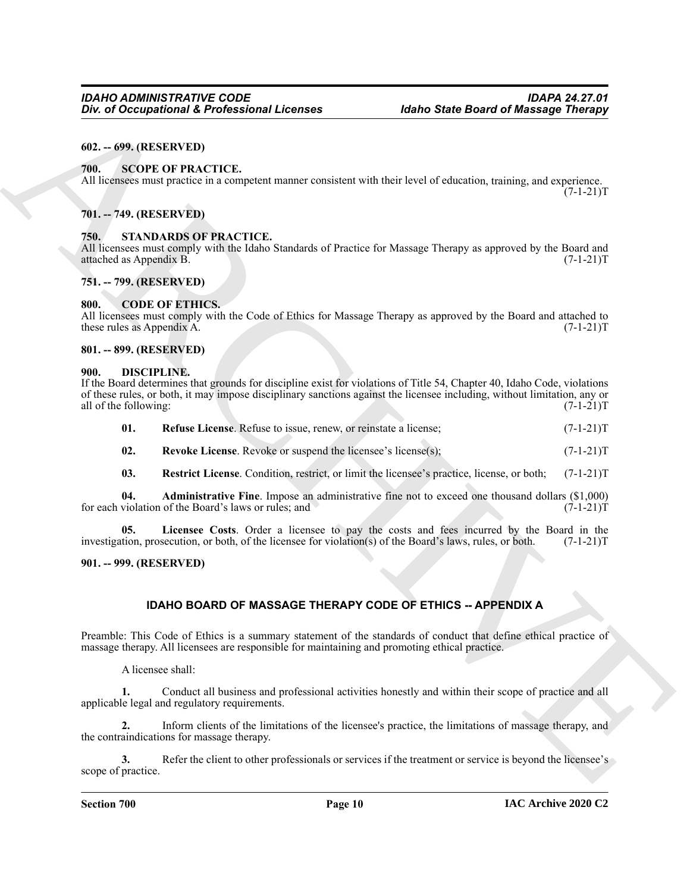**602. -- 699. (RESERVED)**

## 700. SCOPE OF PRACTICE.

All licensees must practice in a competent manner consistent with their level of education, training, and experience. (7-1-21)T

**701. -- 749. (RESERVED)**

## 750. STANDARDS OF PRACTICE.

All licensees must comply with the Idaho Standards of Practice for Massage Therapy as approved by the Board and attached as Appendix B. (7-1-21)T

**751. -- 799. (RESERVED)**

## 800. CODE OF ETHICS.

All licensees must comply with the Code of Ethics for Massage Therapy as approved by the Board and attached to these rules as Appendix A. (7-1-21)T

**801. -- 899. (RESERVED)**

## 900. DISCIPLINE.

If the Board determines that grounds for discipline exist for violations of Title 54, Chapter 40, Idaho Code, violations of these rules, or both, it may impose disciplinary sanctions against the licensee including, without limitation, any or all of the following: (7-1-21)T

**01. Refuse License**. Refuse to issue, renew, or reinstate a license; (7-1-21)T

**02. Revoke License**. Revoke or suspend the licensee's license(s); (7-1-21)T

**03. Restrict License**. Condition, restrict, or limit the licensee's practice, license, or both; (7-1-21)T

**04. Administrative Fine**. Impose an administrative fine not to exceed one thousand dollars ($1,000) for each violation of the Board's laws or rules; and (7-1-21)T

**05. Licensee Costs**. Order a licensee to pay the costs and fees incurred by the Board in the investigation, prosecution, or both, of the licensee for violation(s) of the Board's laws, rules, or both. (7-1-21)T

**901. -- 999. (RESERVED)**

## IDAHO BOARD OF MASSAGE THERAPY CODE OF ETHICS -- APPENDIX A

Preamble: This Code of Ethics is a summary statement of the standards of conduct that define ethical practice of massage therapy. All licensees are responsible for maintaining and promoting ethical practice.

A licensee shall:

**1.** Conduct all business and professional activities honestly and within their scope of practice and all applicable legal and regulatory requirements.

**2.** Inform clients of the limitations of the licensee's practice, the limitations of massage therapy, and the contraindications for massage therapy.

**3.** Refer the client to other professionals or services if the treatment or service is beyond the licensee's scope of practice.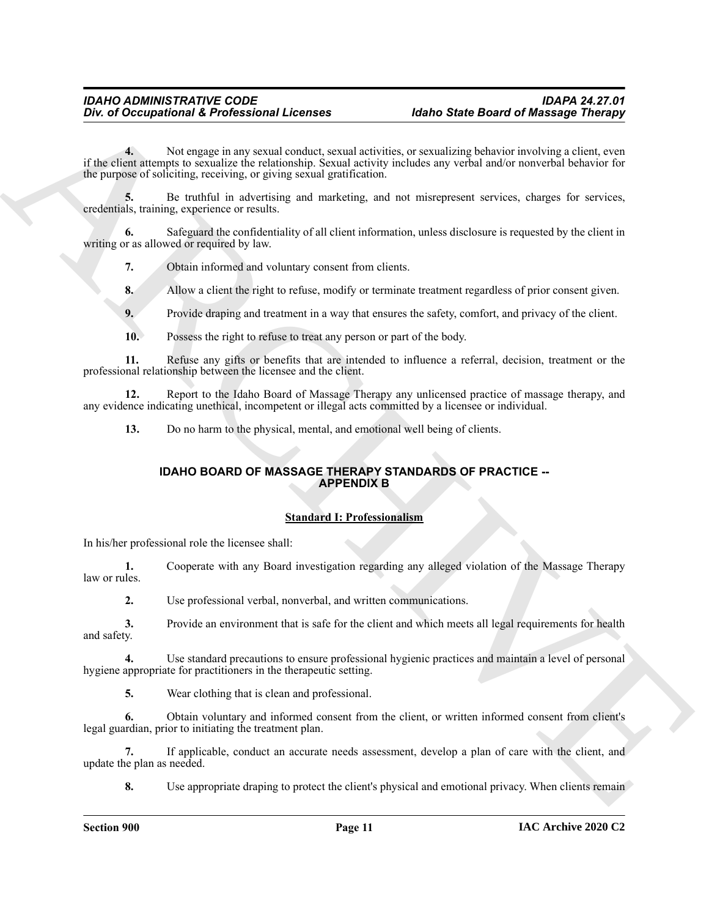**4.** Not engage in any sexual conduct, sexual activities, or sexualizing behavior involving a client, even if the client attempts to sexualize the relationship. Sexual activity includes any verbal and/or nonverbal behavior for the purpose of soliciting, receiving, or giving sexual gratification.

**5.** Be truthful in advertising and marketing, and not misrepresent services, charges for services, credentials, training, experience or results.

**6.** Safeguard the confidentiality of all client information, unless disclosure is requested by the client in writing or as allowed or required by law.

**7.** Obtain informed and voluntary consent from clients.

**8.** Allow a client the right to refuse, modify or terminate treatment regardless of prior consent given.

**9.** Provide draping and treatment in a way that ensures the safety, comfort, and privacy of the client.

**10.** Possess the right to refuse to treat any person or part of the body.

**11.** Refuse any gifts or benefits that are intended to influence a referral, decision, treatment or the professional relationship between the licensee and the client.

**12.** Report to the Idaho Board of Massage Therapy any unlicensed practice of massage therapy, and any evidence indicating unethical, incompetent or illegal acts committed by a licensee or individual.

**13.** Do no harm to the physical, mental, and emotional well being of clients.

## IDAHO BOARD OF MASSAGE THERAPY STANDARDS OF PRACTICE -- APPENDIX B

### Standard I: Professionalism

In his/her professional role the licensee shall:

**1.** Cooperate with any Board investigation regarding any alleged violation of the Massage Therapy law or rules.

**2.** Use professional verbal, nonverbal, and written communications.

**3.** Provide an environment that is safe for the client and which meets all legal requirements for health and safety.

**4.** Use standard precautions to ensure professional hygienic practices and maintain a level of personal hygiene appropriate for practitioners in the therapeutic setting.

**5.** Wear clothing that is clean and professional.

**6.** Obtain voluntary and informed consent from the client, or written informed consent from client's legal guardian, prior to initiating the treatment plan.

**7.** If applicable, conduct an accurate needs assessment, develop a plan of care with the client, and update the plan as needed.

**8.** Use appropriate draping to protect the client's physical and emotional privacy. When clients remain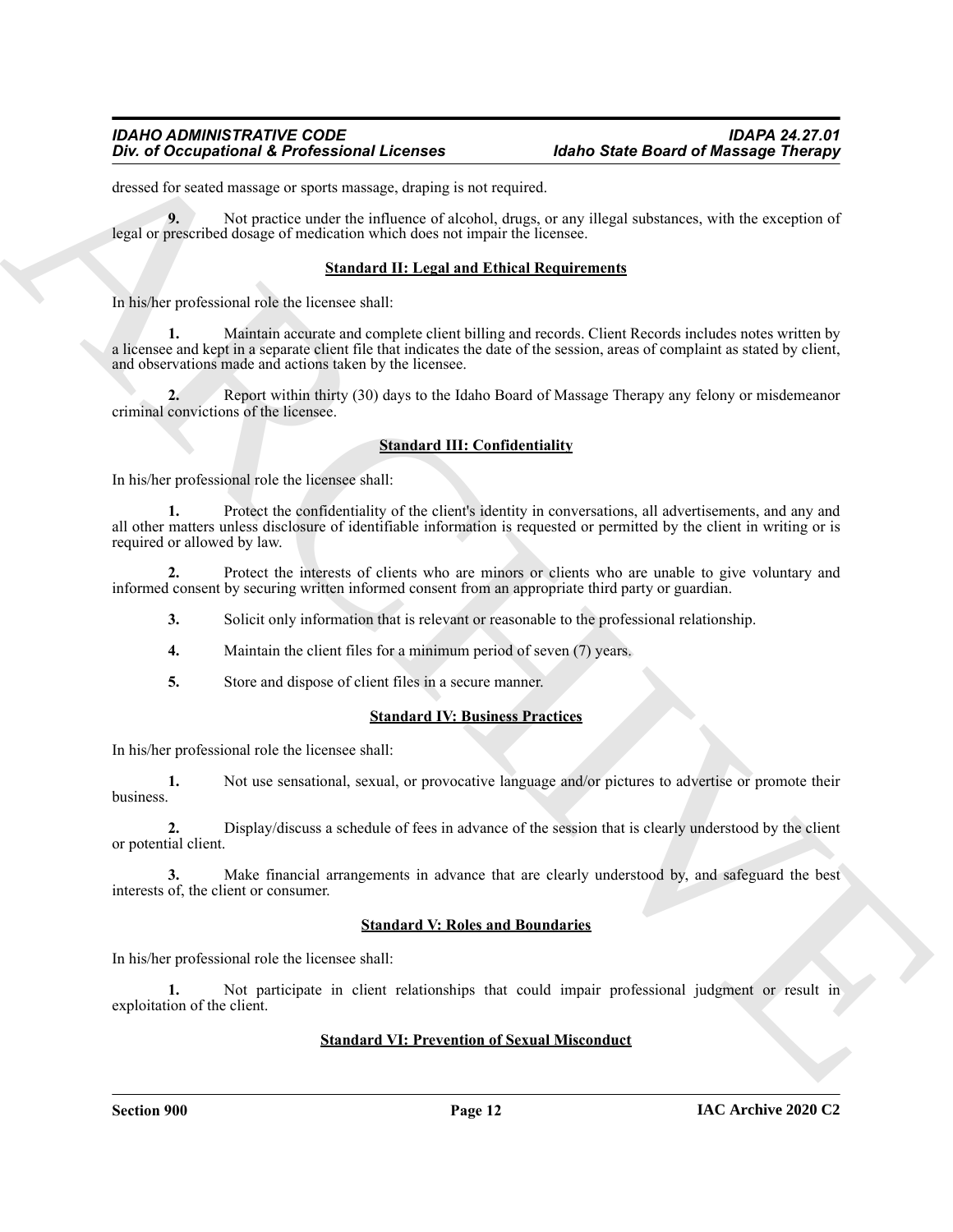dressed for seated massage or sports massage, draping is not required.

**9.** Not practice under the influence of alcohol, drugs, or any illegal substances, with the exception of legal or prescribed dosage of medication which does not impair the licensee.

**Standard II: Legal and Ethical Requirements**

In his/her professional role the licensee shall:

**1.** Maintain accurate and complete client billing and records. Client Records includes notes written by a licensee and kept in a separate client file that indicates the date of the session, areas of complaint as stated by client, and observations made and actions taken by the licensee.

**2.** Report within thirty (30) days to the Idaho Board of Massage Therapy any felony or misdemeanor criminal convictions of the licensee.

**Standard III: Confidentiality**

In his/her professional role the licensee shall:

**1.** Protect the confidentiality of the client's identity in conversations, all advertisements, and any and all other matters unless disclosure of identifiable information is requested or permitted by the client in writing or is required or allowed by law.

**2.** Protect the interests of clients who are minors or clients who are unable to give voluntary and informed consent by securing written informed consent from an appropriate third party or guardian.

**3.** Solicit only information that is relevant or reasonable to the professional relationship.

**4.** Maintain the client files for a minimum period of seven (7) years.

**5.** Store and dispose of client files in a secure manner.

**Standard IV: Business Practices**

In his/her professional role the licensee shall:

**1.** Not use sensational, sexual, or provocative language and/or pictures to advertise or promote their business.

**2.** Display/discuss a schedule of fees in advance of the session that is clearly understood by the client or potential client.

**3.** Make financial arrangements in advance that are clearly understood by, and safeguard the best interests of, the client or consumer.

**Standard V: Roles and Boundaries**

In his/her professional role the licensee shall:

**1.** Not participate in client relationships that could impair professional judgment or result in exploitation of the client.

**Standard VI: Prevention of Sexual Misconduct**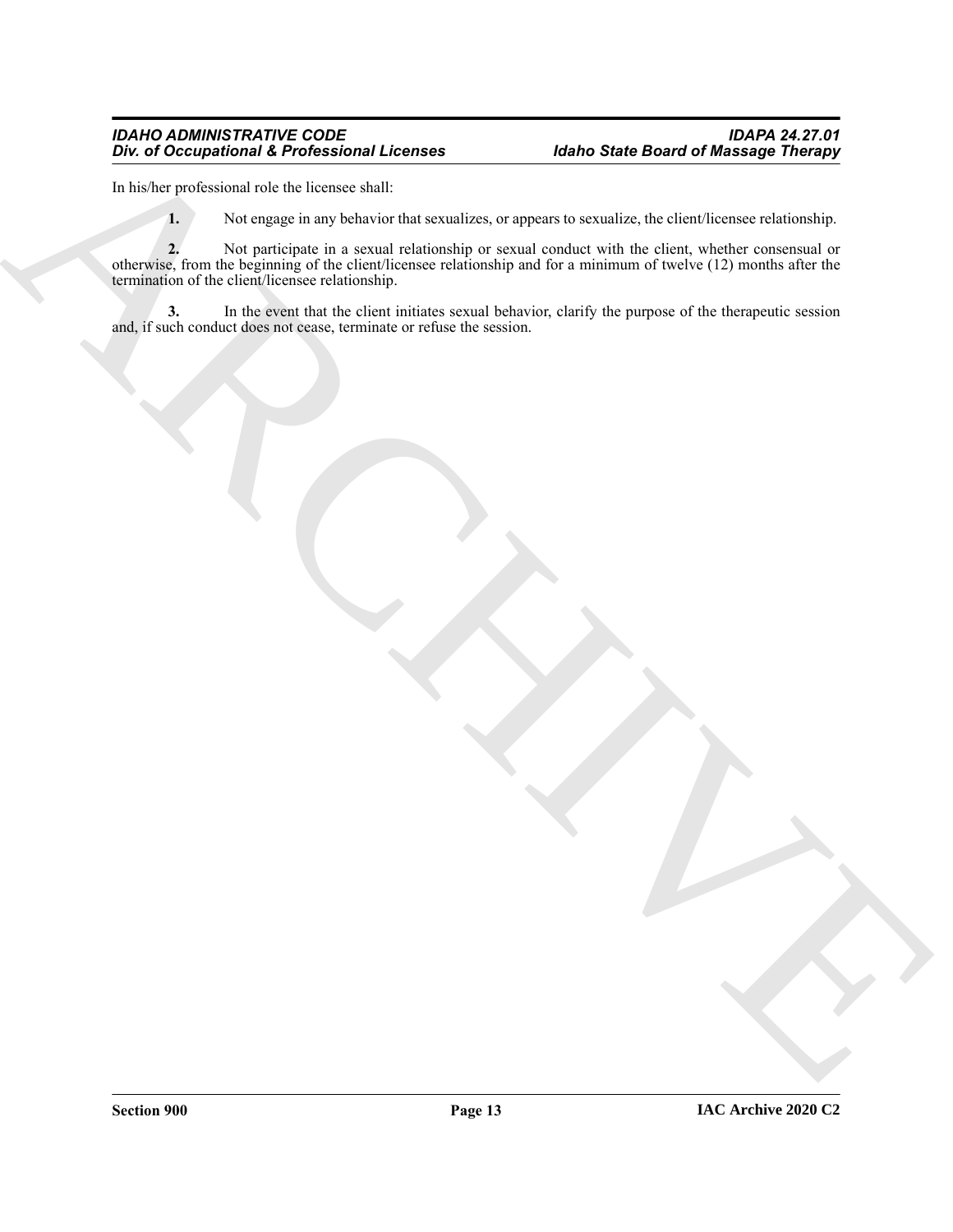In his/her professional role the licensee shall:

**1.** Not engage in any behavior that sexualizes, or appears to sexualize, the client/licensee relationship.

**2.** Not participate in a sexual relationship or sexual conduct with the client, whether consensual or otherwise, from the beginning of the client/licensee relationship and for a minimum of twelve (12) months after the termination of the client/licensee relationship.

**3.** In the event that the client initiates sexual behavior, clarify the purpose of the therapeutic session and, if such conduct does not cease, terminate or refuse the session.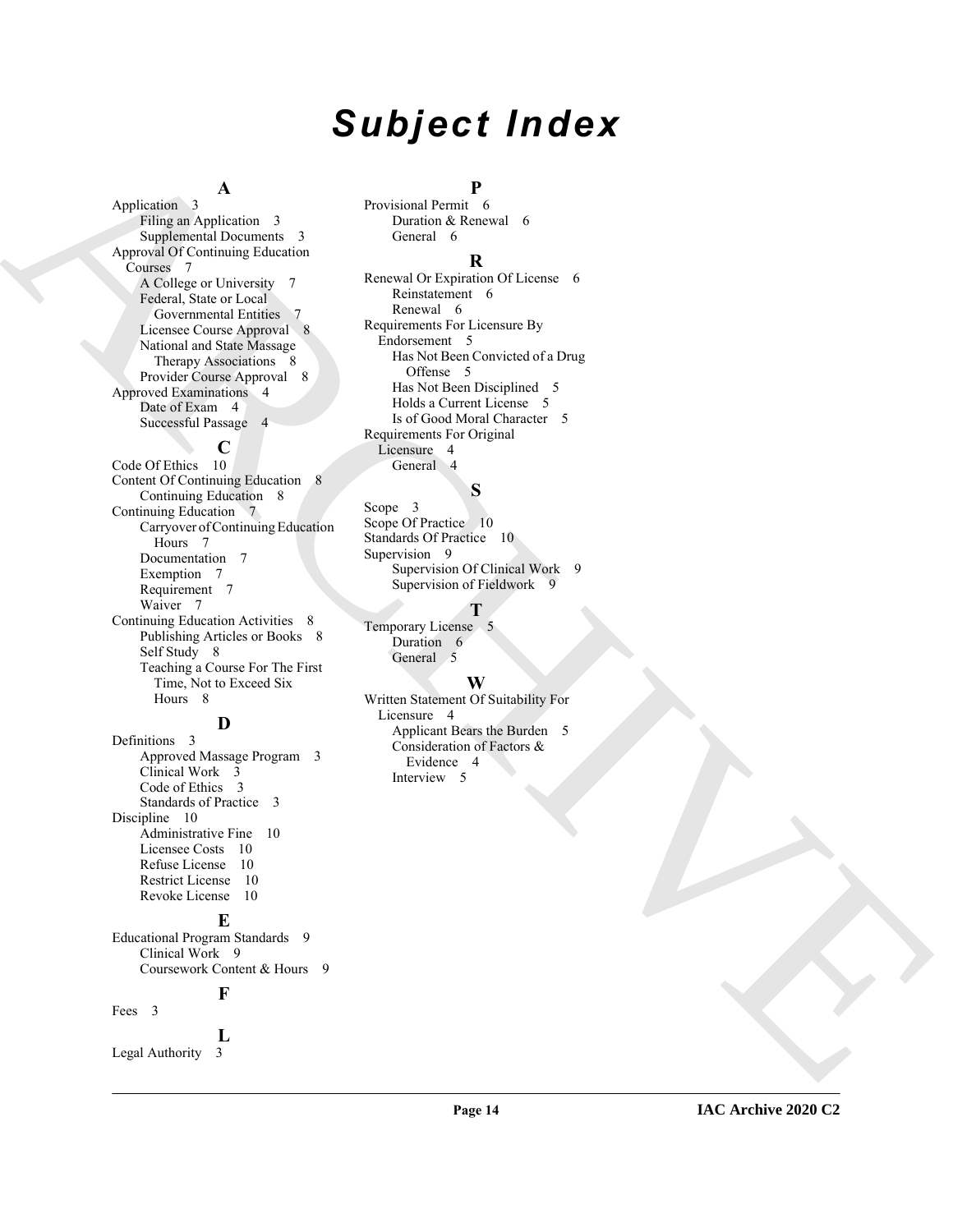# Subject Index

## A

Application 3
- Filing an Application 3
- Supplemental Documents 3

Approval Of Continuing Education Courses 7
- A College or University 7
- Federal, State or Local Governmental Entities 7
- Licensee Course Approval 8
- National and State Massage Therapy Associations 8
- Provider Course Approval 8

Approved Examinations 4
- Date of Exam 4
- Successful Passage 4

## C

Code Of Ethics 10

Content Of Continuing Education 8
- Continuing Education 8

Continuing Education 7
- Carryover of Continuing Education Hours 7
- Documentation 7
- Exemption 7
- Requirement 7
- Waiver 7

Continuing Education Activities 8
- Publishing Articles or Books 8
- Self Study 8
- Teaching a Course For The First Time, Not to Exceed Six Hours 8

## D

Definitions 3
- Approved Massage Program 3
- Clinical Work 3
- Code of Ethics 3
- Standards of Practice 3

Discipline 10
- Administrative Fine 10
- Licensee Costs 10
- Refuse License 10
- Restrict License 10
- Revoke License 10

## E

Educational Program Standards 9
- Clinical Work 9
- Coursework Content & Hours 9

## F

Fees 3

## L

Legal Authority 3

## P

Provisional Permit 6
- Duration & Renewal 6
- General 6

## R

Renewal Or Expiration Of License 6
- Reinstatement 6
- Renewal 6

Requirements For Licensure By Endorsement 5
- Has Not Been Convicted of a Drug Offense 5
- Has Not Been Disciplined 5
- Holds a Current License 5
- Is of Good Moral Character 5

Requirements For Original Licensure 4
- General 4

## S

Scope 3

Scope Of Practice 10

Standards Of Practice 10

Supervision 9
- Supervision Of Clinical Work 9
- Supervision of Fieldwork 9

## T

Temporary License 5
- Duration 6
- General 5

## W

Written Statement Of Suitability For Licensure 4
- Applicant Bears the Burden 5
- Consideration of Factors & Evidence 4
- Interview 5